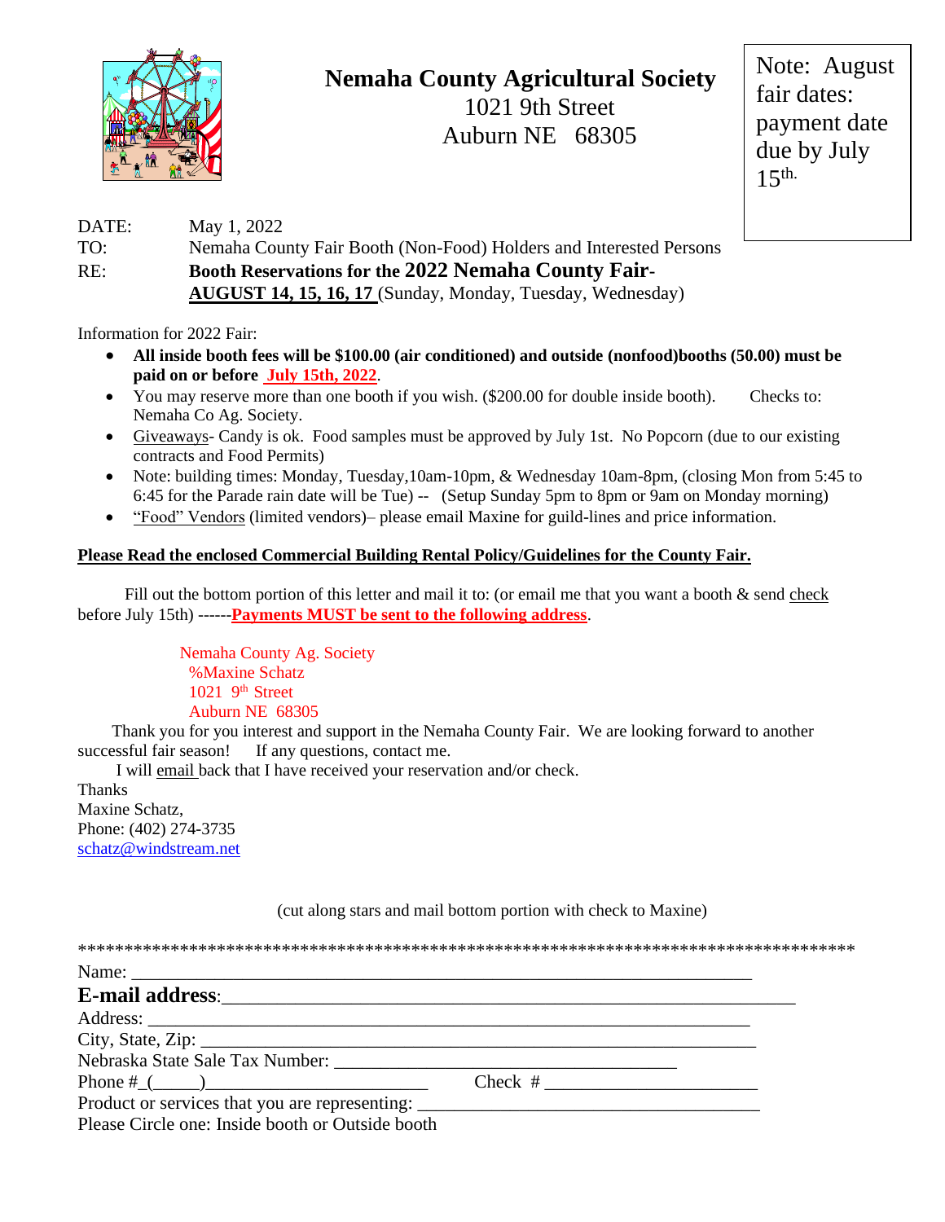# Nemaha County Agricultural Society

1021 9th Street
Auburn NE 68305

Note: August fair dates: payment date due by July 15th.

DATE: May 1, 2022
TO: Nemaha County Fair Booth (Non-Food) Holders and Interested Persons
RE: **Booth Reservations for the 2022 Nemaha County Fair- AUGUST 14, 15, 16, 17** (Sunday, Monday, Tuesday, Wednesday)

Information for 2022 Fair:

- **All inside booth fees will be $100.00 (air conditioned) and outside (nonfood)booths (50.00) must be paid on or before July 15th, 2022**.
- You may reserve more than one booth if you wish. ($200.00 for double inside booth). Checks to: Nemaha Co Ag. Society.
- Giveaways- Candy is ok. Food samples must be approved by July 1st. No Popcorn (due to our existing contracts and Food Permits)
- Note: building times: Monday, Tuesday,10am-10pm, & Wednesday 10am-8pm, (closing Mon from 5:45 to 6:45 for the Parade rain date will be Tue) -- (Setup Sunday 5pm to 8pm or 9am on Monday morning)
- "Food" Vendors (limited vendors)– please email Maxine for guild-lines and price information.

**Please Read the enclosed Commercial Building Rental Policy/Guidelines for the County Fair.**

Fill out the bottom portion of this letter and mail it to: (or email me that you want a booth & send check before July 15th) ------**Payments MUST be sent to the following address**.

Nemaha County Ag. Society
%Maxine Schatz
1021 9th Street
Auburn NE 68305

Thank you for you interest and support in the Nemaha County Fair. We are looking forward to another successful fair season! If any questions, contact me.

I will email back that I have received your reservation and/or check.

Thanks
Maxine Schatz,
Phone: (402) 274-3735
schatz@windstream.net

(cut along stars and mail bottom portion with check to Maxine)

*************************************************************************************

Name: ____________________________________________________________________

**E-mail address**:_____________________________________________________________

Address: __________________________________________________________________

City, State, Zip: ______________________________________________________________

Nebraska State Sale Tax Number: _____________________________________

Phone #_(_____)________________________ Check # _______________________

Product or services that you are representing: _____________________________________

Please Circle one: Inside booth or Outside booth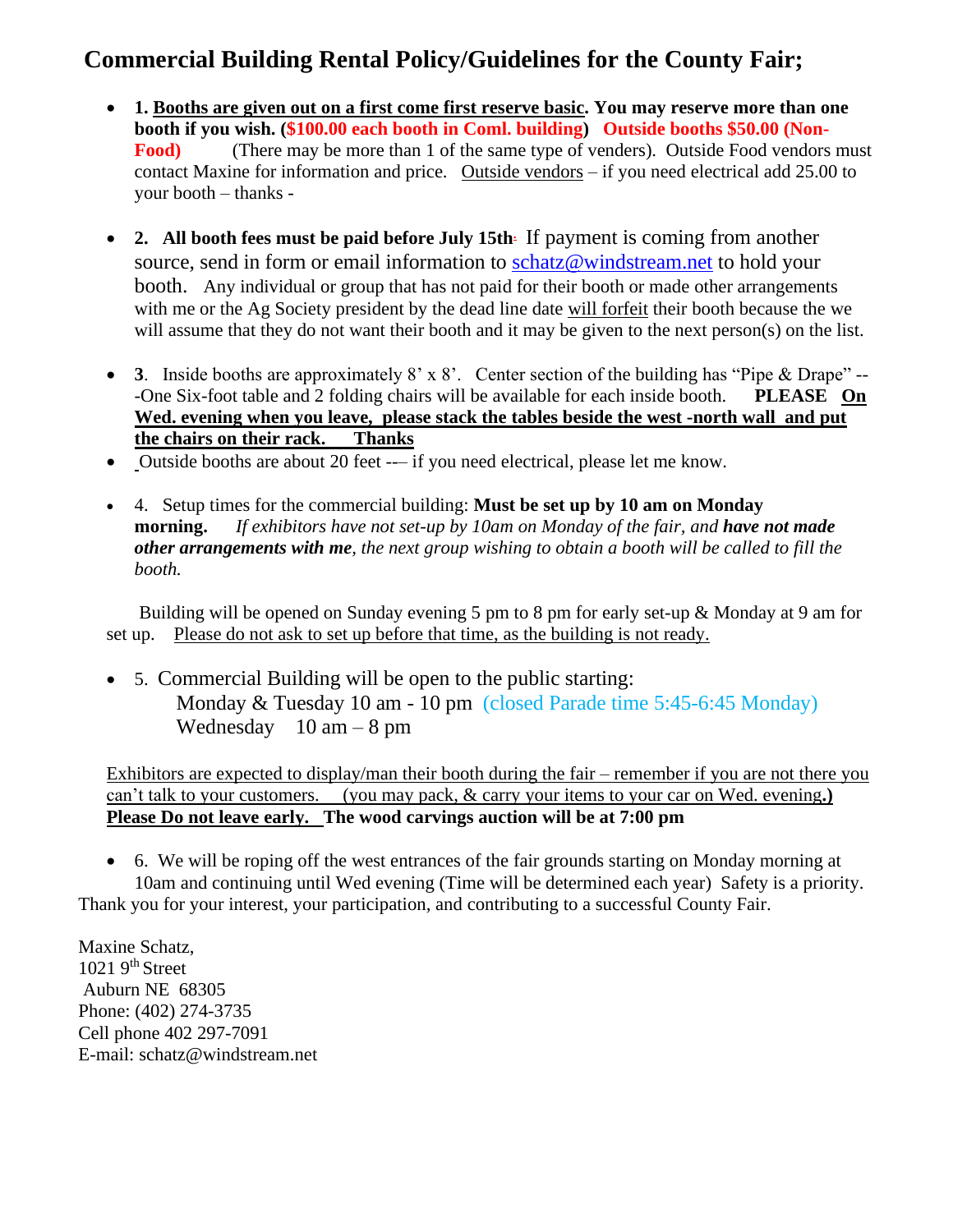# Commercial Building Rental Policy/Guidelines for the County Fair;

- **1. Booths are given out on a first come first reserve basic. You may reserve more than one booth if you wish. ($100.00 each booth in Coml. building) Outside booths $50.00 (Non-Food)** (There may be more than 1 of the same type of venders). Outside Food vendors must contact Maxine for information and price. Outside vendors – if you need electrical add 25.00 to your booth – thanks -

- **2. All booth fees must be paid before July 15th** If payment is coming from another source, send in form or email information to schatz@windstream.net to hold your booth. Any individual or group that has not paid for their booth or made other arrangements with me or the Ag Society president by the dead line date will forfeit their booth because the we will assume that they do not want their booth and it may be given to the next person(s) on the list.

- **3**. Inside booths are approximately 8' x 8'. Center section of the building has "Pipe & Drape" -- -One Six-foot table and 2 folding chairs will be available for each inside booth. **PLEASE On Wed. evening when you leave, please stack the tables beside the west -north wall and put the chairs on their rack. Thanks**
- Outside booths are about 20 feet -— if you need electrical, please let me know.

- 4. Setup times for the commercial building: **Must be set up by 10 am on Monday morning.** *If exhibitors have not set-up by 10am on Monday of the fair, and* ***have not made other arrangements with me****, the next group wishing to obtain a booth will be called to fill the booth.*

Building will be opened on Sunday evening 5 pm to 8 pm for early set-up & Monday at 9 am for set up. Please do not ask to set up before that time, as the building is not ready.

- 5. Commercial Building will be open to the public starting:
  Monday & Tuesday 10 am - 10 pm (closed Parade time 5:45-6:45 Monday)
  Wednesday 10 am – 8 pm

Exhibitors are expected to display/man their booth during the fair – remember if you are not there you can't talk to your customers. (you may pack, & carry your items to your car on Wed. evening.)
**Please Do not leave early. The wood carvings auction will be at 7:00 pm**

- 6. We will be roping off the west entrances of the fair grounds starting on Monday morning at 10am and continuing until Wed evening (Time will be determined each year) Safety is a priority.

Thank you for your interest, your participation, and contributing to a successful County Fair.

Maxine Schatz,
1021 9th Street
Auburn NE 68305
Phone: (402) 274-3735
Cell phone 402 297-7091
E-mail: schatz@windstream.net